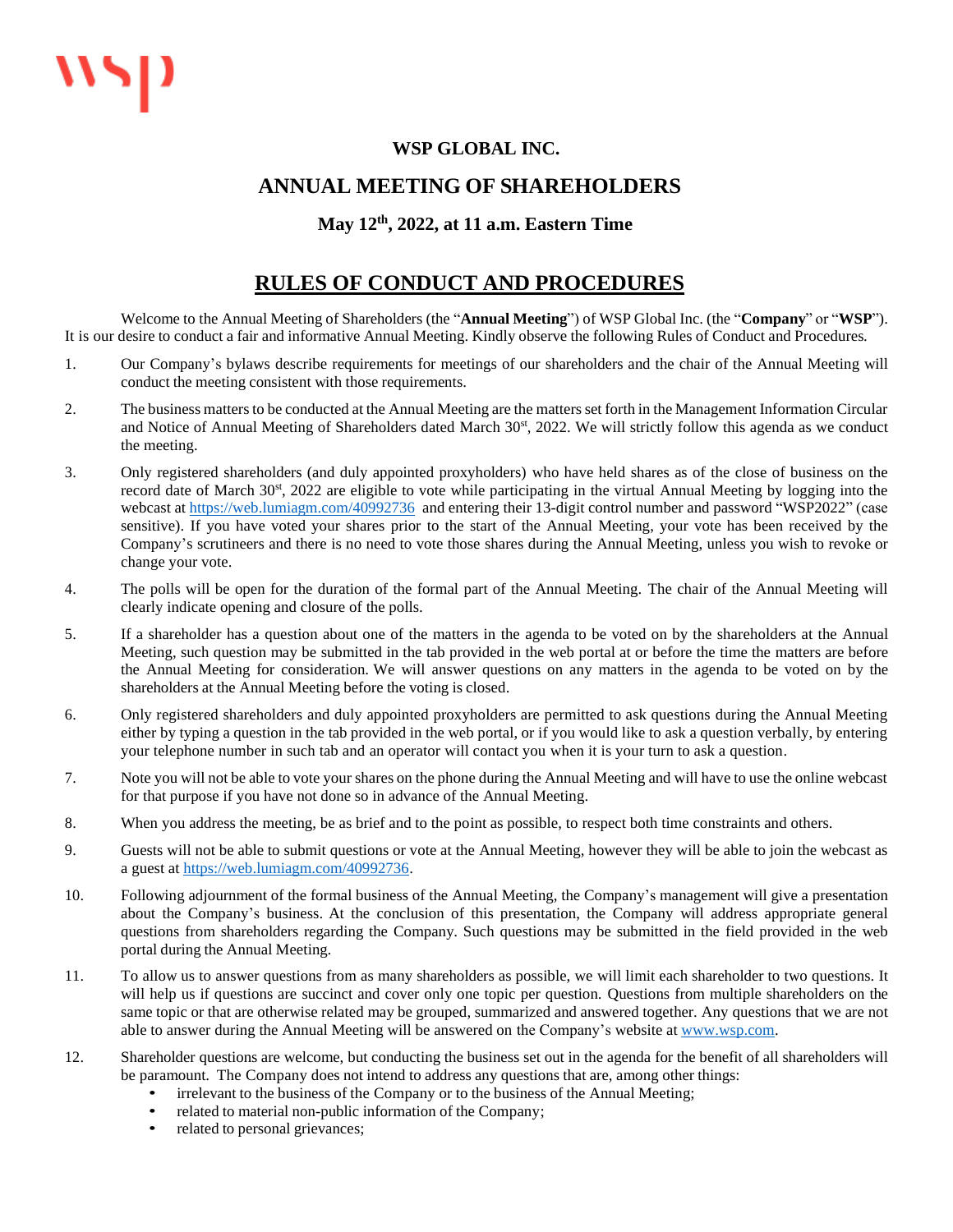# WSP GLOBAL INC.

## ANNUAL MEETING OF SHAREHOLDERS

### May 12th, 2022, at 11 a.m. Eastern Time

## RULES OF CONDUCT AND PROCEDURES

Welcome to the Annual Meeting of Shareholders (the "**Annual Meeting**") of WSP Global Inc. (the "**Company**" or "**WSP**"). It is our desire to conduct a fair and informative Annual Meeting. Kindly observe the following Rules of Conduct and Procedures.

1. Our Company's bylaws describe requirements for meetings of our shareholders and the chair of the Annual Meeting will conduct the meeting consistent with those requirements.
2. The business matters to be conducted at the Annual Meeting are the matters set forth in the Management Information Circular and Notice of Annual Meeting of Shareholders dated March 30st, 2022. We will strictly follow this agenda as we conduct the meeting.
3. Only registered shareholders (and duly appointed proxyholders) who have held shares as of the close of business on the record date of March 30st, 2022 are eligible to vote while participating in the virtual Annual Meeting by logging into the webcast at https://web.lumiagm.com/40992736 and entering their 13-digit control number and password "WSP2022" (case sensitive). If you have voted your shares prior to the start of the Annual Meeting, your vote has been received by the Company's scrutineers and there is no need to vote those shares during the Annual Meeting, unless you wish to revoke or change your vote.
4. The polls will be open for the duration of the formal part of the Annual Meeting. The chair of the Annual Meeting will clearly indicate opening and closure of the polls.
5. If a shareholder has a question about one of the matters in the agenda to be voted on by the shareholders at the Annual Meeting, such question may be submitted in the tab provided in the web portal at or before the time the matters are before the Annual Meeting for consideration. We will answer questions on any matters in the agenda to be voted on by the shareholders at the Annual Meeting before the voting is closed.
6. Only registered shareholders and duly appointed proxyholders are permitted to ask questions during the Annual Meeting either by typing a question in the tab provided in the web portal, or if you would like to ask a question verbally, by entering your telephone number in such tab and an operator will contact you when it is your turn to ask a question.
7. Note you will not be able to vote your shares on the phone during the Annual Meeting and will have to use the online webcast for that purpose if you have not done so in advance of the Annual Meeting.
8. When you address the meeting, be as brief and to the point as possible, to respect both time constraints and others.
9. Guests will not be able to submit questions or vote at the Annual Meeting, however they will be able to join the webcast as a guest at https://web.lumiagm.com/40992736.
10. Following adjournment of the formal business of the Annual Meeting, the Company's management will give a presentation about the Company's business. At the conclusion of this presentation, the Company will address appropriate general questions from shareholders regarding the Company. Such questions may be submitted in the field provided in the web portal during the Annual Meeting.
11. To allow us to answer questions from as many shareholders as possible, we will limit each shareholder to two questions. It will help us if questions are succinct and cover only one topic per question. Questions from multiple shareholders on the same topic or that are otherwise related may be grouped, summarized and answered together. Any questions that we are not able to answer during the Annual Meeting will be answered on the Company's website at www.wsp.com.
12. Shareholder questions are welcome, but conducting the business set out in the agenda for the benefit of all shareholders will be paramount. The Company does not intend to address any questions that are, among other things:
    - irrelevant to the business of the Company or to the business of the Annual Meeting;
    - related to material non-public information of the Company;
    - related to personal grievances;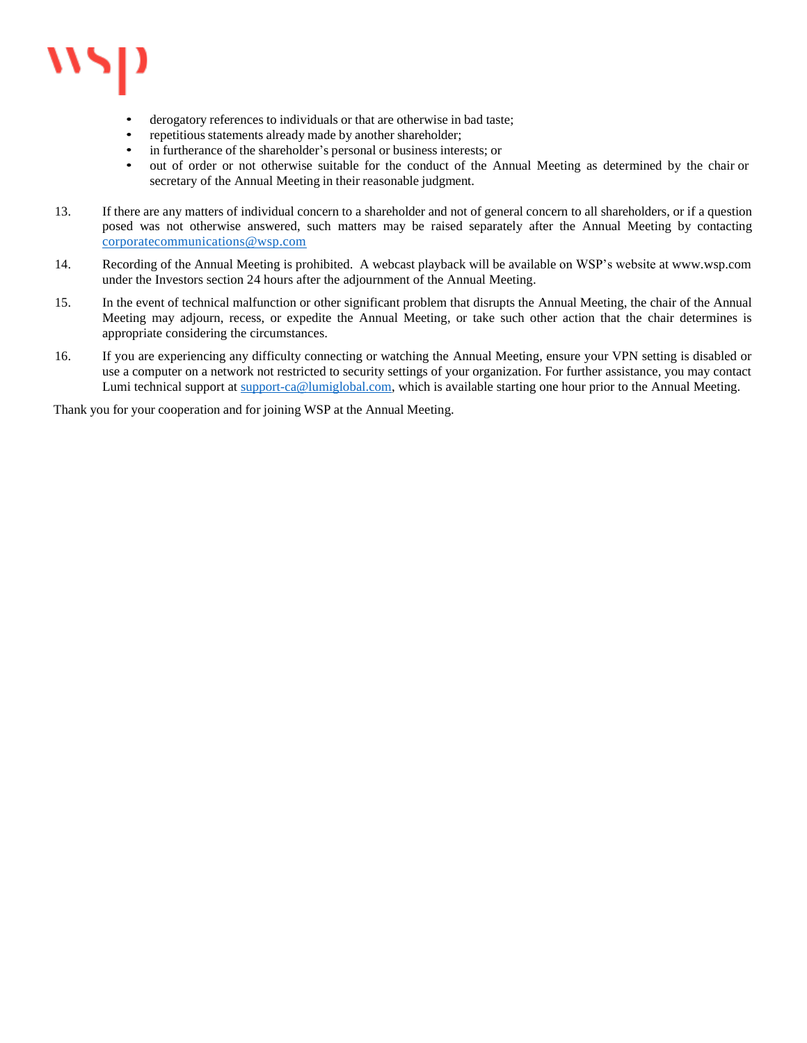- derogatory references to individuals or that are otherwise in bad taste;
- repetitious statements already made by another shareholder;
- in furtherance of the shareholder's personal or business interests; or
- out of order or not otherwise suitable for the conduct of the Annual Meeting as determined by the chair or secretary of the Annual Meeting in their reasonable judgment.

13. If there are any matters of individual concern to a shareholder and not of general concern to all shareholders, or if a question posed was not otherwise answered, such matters may be raised separately after the Annual Meeting by contacting corporatecommunications@wsp.com

14. Recording of the Annual Meeting is prohibited. A webcast playback will be available on WSP's website at www.wsp.com under the Investors section 24 hours after the adjournment of the Annual Meeting.

15. In the event of technical malfunction or other significant problem that disrupts the Annual Meeting, the chair of the Annual Meeting may adjourn, recess, or expedite the Annual Meeting, or take such other action that the chair determines is appropriate considering the circumstances.

16. If you are experiencing any difficulty connecting or watching the Annual Meeting, ensure your VPN setting is disabled or use a computer on a network not restricted to security settings of your organization. For further assistance, you may contact Lumi technical support at support-ca@lumiglobal.com, which is available starting one hour prior to the Annual Meeting.

Thank you for your cooperation and for joining WSP at the Annual Meeting.